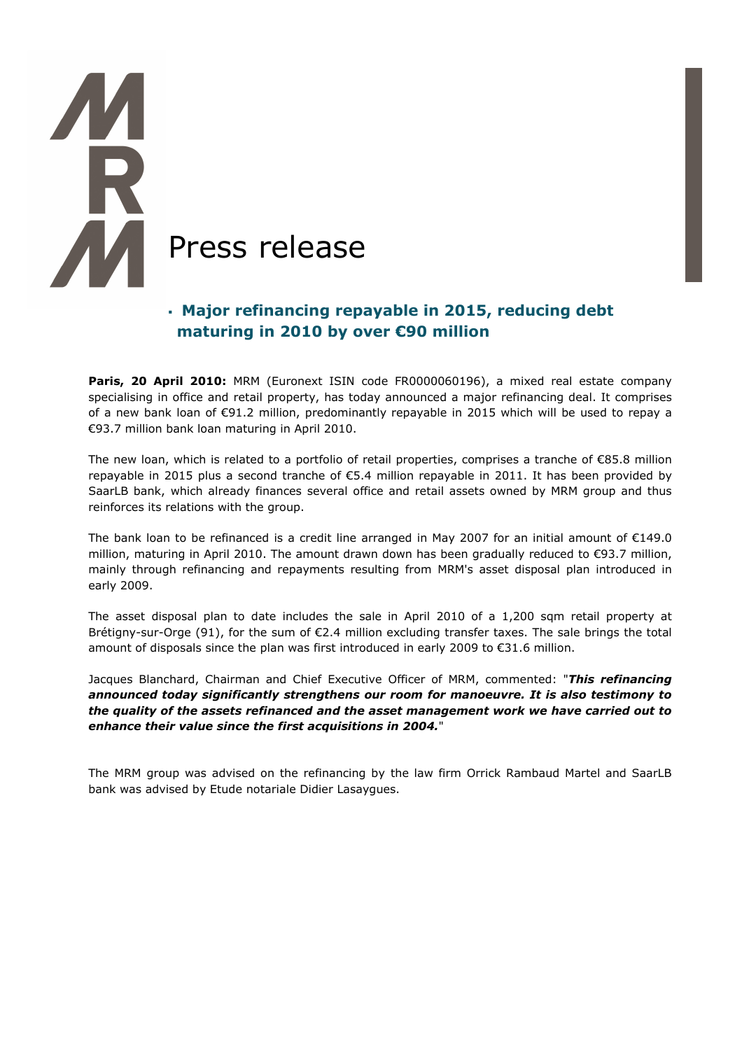# Press release

- **Major refinancing repayable in 2015, reducing debt maturing in 2010 by over €90 million**

**Paris, 20 April 2010:** MRM (Euronext ISIN code FR0000060196), a mixed real estate company specialising in office and retail property, has today announced a major refinancing deal. It comprises of a new bank loan of €91.2 million, predominantly repayable in 2015 which will be used to repay a €93.7 million bank loan maturing in April 2010.

The new loan, which is related to a portfolio of retail properties, comprises a tranche of €85.8 million repayable in 2015 plus a second tranche of €5.4 million repayable in 2011. It has been provided by SaarLB bank, which already finances several office and retail assets owned by MRM group and thus reinforces its relations with the group.

The bank loan to be refinanced is a credit line arranged in May 2007 for an initial amount of €149.0 million, maturing in April 2010. The amount drawn down has been gradually reduced to €93.7 million, mainly through refinancing and repayments resulting from MRM's asset disposal plan introduced in early 2009.

The asset disposal plan to date includes the sale in April 2010 of a 1,200 sqm retail property at Brétigny-sur-Orge (91), for the sum of €2.4 million excluding transfer taxes. The sale brings the total amount of disposals since the plan was first introduced in early 2009 to €31.6 million.

Jacques Blanchard, Chairman and Chief Executive Officer of MRM, commented: "***This refinancing announced today significantly strengthens our room for manoeuvre. It is also testimony to the quality of the assets refinanced and the asset management work we have carried out to enhance their value since the first acquisitions in 2004.***"

The MRM group was advised on the refinancing by the law firm Orrick Rambaud Martel and SaarLB bank was advised by Etude notariale Didier Lasaygues.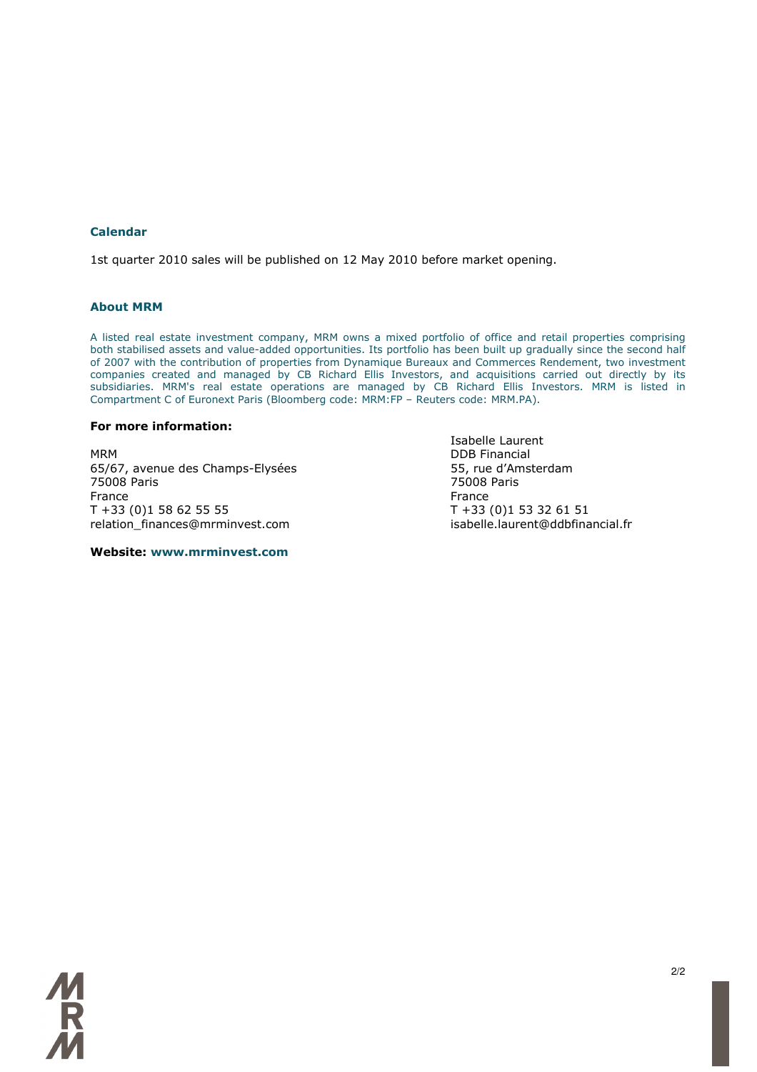### Calendar

1st quarter 2010 sales will be published on 12 May 2010 before market opening.

### About MRM

A listed real estate investment company, MRM owns a mixed portfolio of office and retail properties comprising both stabilised assets and value-added opportunities. Its portfolio has been built up gradually since the second half of 2007 with the contribution of properties from Dynamique Bureaux and Commerces Rendement, two investment companies created and managed by CB Richard Ellis Investors, and acquisitions carried out directly by its subsidiaries. MRM's real estate operations are managed by CB Richard Ellis Investors. MRM is listed in Compartment C of Euronext Paris (Bloomberg code: MRM:FP – Reuters code: MRM.PA).

**For more information:**

MRM
65/67, avenue des Champs-Elysées
75008 Paris
France
T +33 (0)1 58 62 55 55
relation_finances@mrminvest.com

Isabelle Laurent
DDB Financial
55, rue d'Amsterdam
75008 Paris
France
T +33 (0)1 53 32 61 51
isabelle.laurent@ddbfinancial.fr

**Website: www.mrminvest.com**